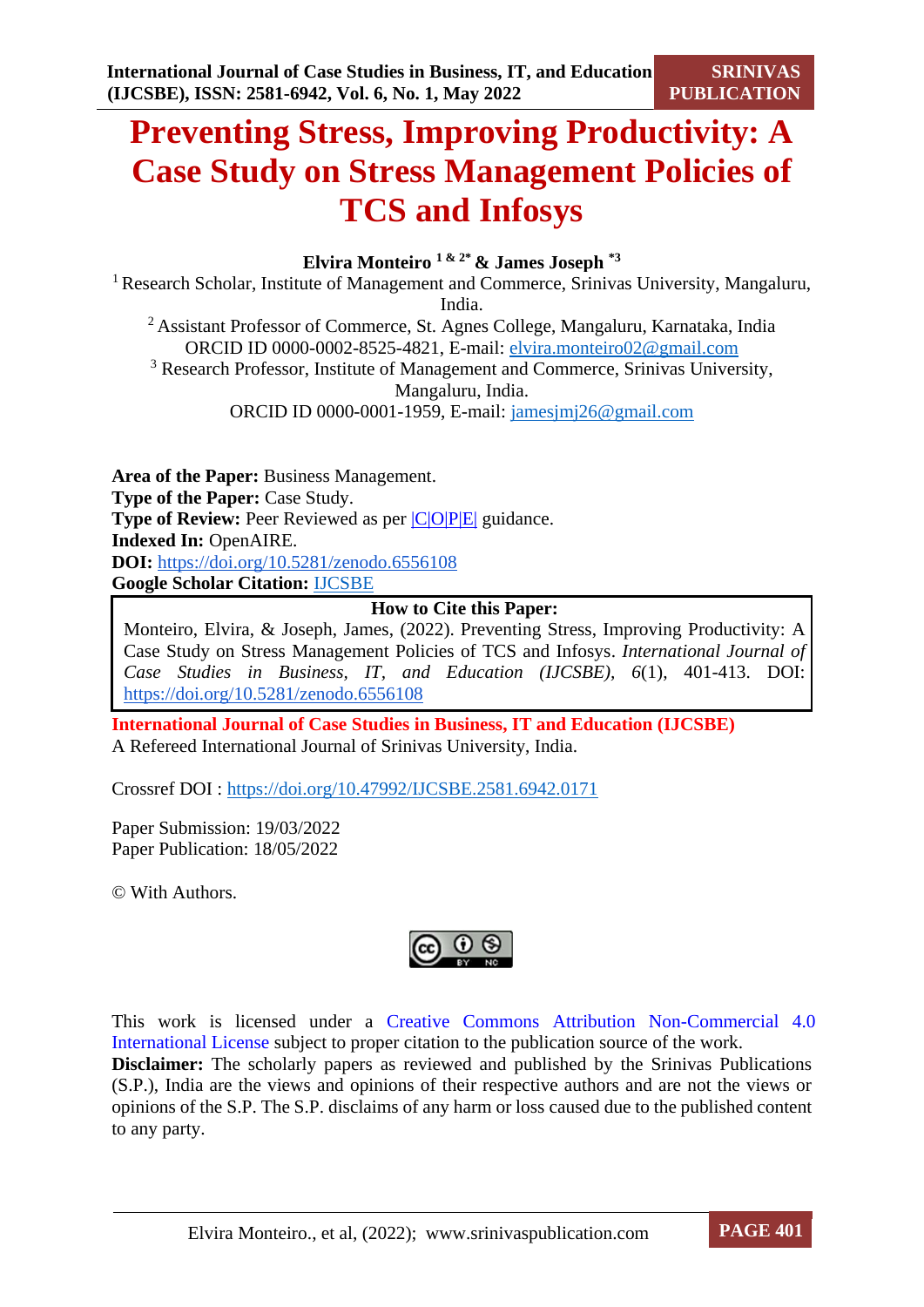# Preventing Stress, Improving Productivity: A Case Study on Stress Management Policies of TCS and Infosys

**Elvira Monteiro [1 & 2*] & James Joseph [*3]**

[1] Research Scholar, Institute of Management and Commerce, Srinivas University, Mangaluru, India.

[2] Assistant Professor of Commerce, St. Agnes College, Mangaluru, Karnataka, India
ORCID ID 0000-0002-8525-4821, E-mail: elvira.monteiro02@gmail.com

[3] Research Professor, Institute of Management and Commerce, Srinivas University, Mangaluru, India.
ORCID ID 0000-0001-1959, E-mail: jamesjmj26@gmail.com

**Area of the Paper:** Business Management.
**Type of the Paper:** Case Study.
**Type of Review:** Peer Reviewed as per |C|O|P|E| guidance.
**Indexed In:** OpenAIRE.
**DOI:** https://doi.org/10.5281/zenodo.6556108
**Google Scholar Citation:** IJCSBE

| **How to Cite this Paper:** |
|---|
| Monteiro, Elvira, & Joseph, James, (2022). Preventing Stress, Improving Productivity: A Case Study on Stress Management Policies of TCS and Infosys. *International Journal of Case Studies in Business, IT, and Education (IJCSBE), 6*(1), 401-413. DOI: https://doi.org/10.5281/zenodo.6556108 |

**International Journal of Case Studies in Business, IT and Education (IJCSBE)**
A Refereed International Journal of Srinivas University, India.

Crossref DOI : https://doi.org/10.47992/IJCSBE.2581.6942.0171

Paper Submission: 19/03/2022
Paper Publication: 18/05/2022

© With Authors.

This work is licensed under a Creative Commons Attribution Non-Commercial 4.0 International License subject to proper citation to the publication source of the work.

**Disclaimer:** The scholarly papers as reviewed and published by the Srinivas Publications (S.P.), India are the views and opinions of their respective authors and are not the views or opinions of the S.P. The S.P. disclaims of any harm or loss caused due to the published content to any party.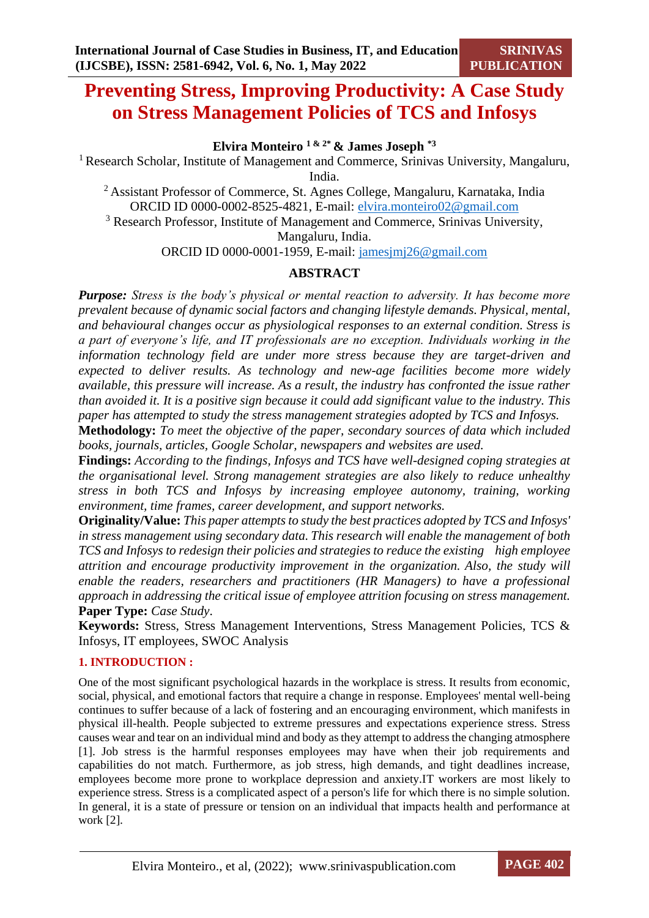# Preventing Stress, Improving Productivity: A Case Study on Stress Management Policies of TCS and Infosys

**Elvira Monteiro [1 & 2*] & James Joseph [*3]**

[1] Research Scholar, Institute of Management and Commerce, Srinivas University, Mangaluru, India.

[2] Assistant Professor of Commerce, St. Agnes College, Mangaluru, Karnataka, India
ORCID ID 0000-0002-8525-4821, E-mail: elvira.monteiro02@gmail.com

[3] Research Professor, Institute of Management and Commerce, Srinivas University, Mangaluru, India.
ORCID ID 0000-0001-1959, E-mail: jamesjmj26@gmail.com

## ABSTRACT

***Purpose:*** *Stress is the body's physical or mental reaction to adversity. It has become more prevalent because of dynamic social factors and changing lifestyle demands. Physical, mental, and behavioural changes occur as physiological responses to an external condition. Stress is a part of everyone's life, and IT professionals are no exception. Individuals working in the information technology field are under more stress because they are target-driven and expected to deliver results. As technology and new-age facilities become more widely available, this pressure will increase. As a result, the industry has confronted the issue rather than avoided it. It is a positive sign because it could add significant value to the industry. This paper has attempted to study the stress management strategies adopted by TCS and Infosys.*

**Methodology:** *To meet the objective of the paper, secondary sources of data which included books, journals, articles, Google Scholar, newspapers and websites are used.*

**Findings:** *According to the findings, Infosys and TCS have well-designed coping strategies at the organisational level. Strong management strategies are also likely to reduce unhealthy stress in both TCS and Infosys by increasing employee autonomy, training, working environment, time frames, career development, and support networks.*

**Originality/Value:** *This paper attempts to study the best practices adopted by TCS and Infosys' in stress management using secondary data. This research will enable the management of both TCS and Infosys to redesign their policies and strategies to reduce the existing high employee attrition and encourage productivity improvement in the organization. Also, the study will enable the readers, researchers and practitioners (HR Managers) to have a professional approach in addressing the critical issue of employee attrition focusing on stress management.*

**Paper Type:** *Case Study*.

**Keywords:** Stress, Stress Management Interventions, Stress Management Policies, TCS & Infosys, IT employees, SWOC Analysis

## 1. INTRODUCTION :

One of the most significant psychological hazards in the workplace is stress. It results from economic, social, physical, and emotional factors that require a change in response. Employees' mental well-being continues to suffer because of a lack of fostering and an encouraging environment, which manifests in physical ill-health. People subjected to extreme pressures and expectations experience stress. Stress causes wear and tear on an individual mind and body as they attempt to address the changing atmosphere [1]. Job stress is the harmful responses employees may have when their job requirements and capabilities do not match. Furthermore, as job stress, high demands, and tight deadlines increase, employees become more prone to workplace depression and anxiety.IT workers are most likely to experience stress. Stress is a complicated aspect of a person's life for which there is no simple solution. In general, it is a state of pressure or tension on an individual that impacts health and performance at work [2].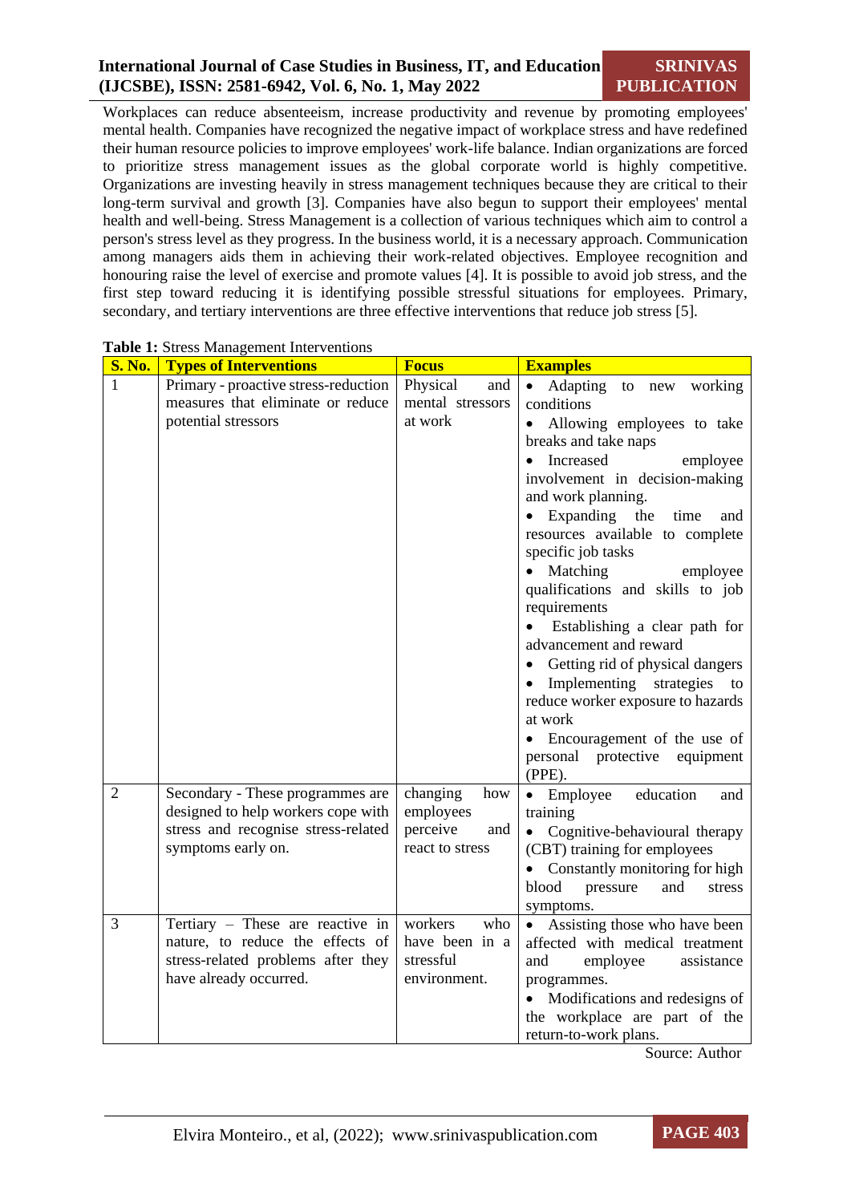Workplaces can reduce absenteeism, increase productivity and revenue by promoting employees' mental health. Companies have recognized the negative impact of workplace stress and have redefined their human resource policies to improve employees' work-life balance. Indian organizations are forced to prioritize stress management issues as the global corporate world is highly competitive. Organizations are investing heavily in stress management techniques because they are critical to their long-term survival and growth [3]. Companies have also begun to support their employees' mental health and well-being. Stress Management is a collection of various techniques which aim to control a person's stress level as they progress. In the business world, it is a necessary approach. Communication among managers aids them in achieving their work-related objectives. Employee recognition and honouring raise the level of exercise and promote values [4]. It is possible to avoid job stress, and the first step toward reducing it is identifying possible stressful situations for employees. Primary, secondary, and tertiary interventions are three effective interventions that reduce job stress [5].

**Table 1:** Stress Management Interventions

| S. No. | Types of Interventions | Focus | Examples |
|---|---|---|---|
| 1 | Primary - proactive stress-reduction measures that eliminate or reduce potential stressors | Physical and mental stressors at work | • Adapting to new working conditions<br>• Allowing employees to take breaks and take naps<br>• Increased employee involvement in decision-making and work planning.<br>• Expanding the time and resources available to complete specific job tasks<br>• Matching employee qualifications and skills to job requirements<br>• Establishing a clear path for advancement and reward<br>• Getting rid of physical dangers<br>• Implementing strategies to reduce worker exposure to hazards at work<br>• Encouragement of the use of personal protective equipment (PPE). |
| 2 | Secondary - These programmes are designed to help workers cope with stress and recognise stress-related symptoms early on. | changing how employees perceive and react to stress | • Employee education and training<br>• Cognitive-behavioural therapy (CBT) training for employees<br>• Constantly monitoring for high blood pressure and stress symptoms. |
| 3 | Tertiary – These are reactive in nature, to reduce the effects of stress-related problems after they have already occurred. | workers who have been in a stressful environment. | • Assisting those who have been affected with medical treatment and employee assistance programmes.<br>• Modifications and redesigns of the workplace are part of the return-to-work plans. |

Source: Author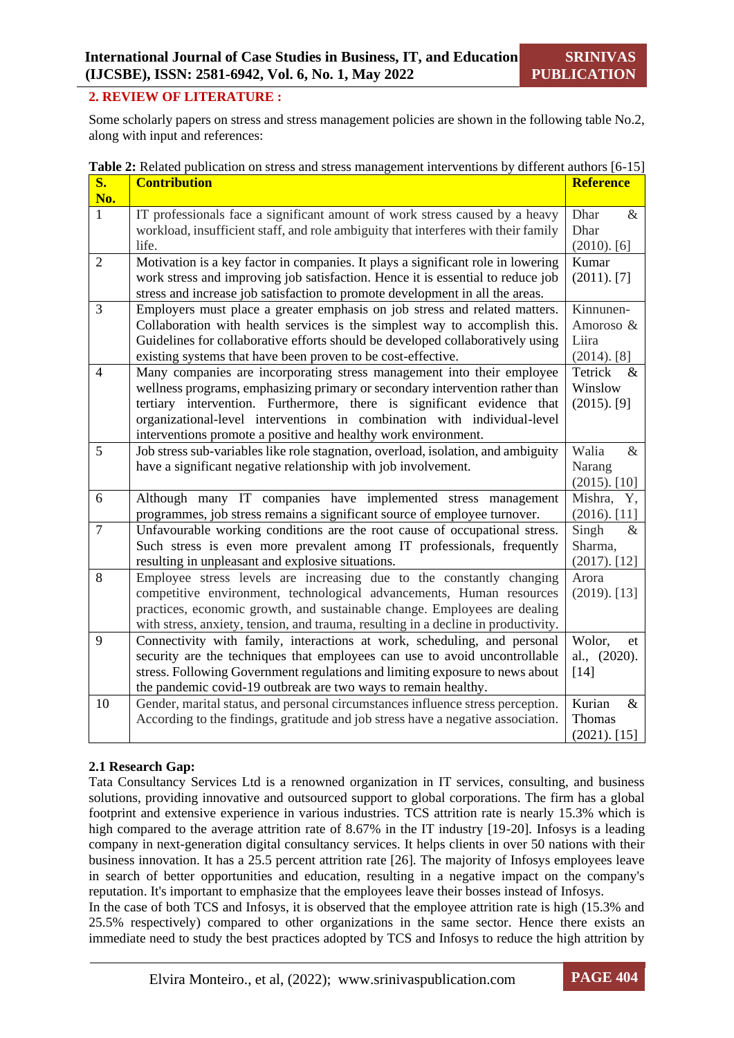## 2. REVIEW OF LITERATURE :

Some scholarly papers on stress and stress management policies are shown in the following table No.2, along with input and references:

**Table 2:** Related publication on stress and stress management interventions by different authors [6-15]

| S. No. | Contribution | Reference |
|---|---|---|
| 1 | IT professionals face a significant amount of work stress caused by a heavy workload, insufficient staff, and role ambiguity that interferes with their family life. | Dhar & Dhar (2010). [6] |
| 2 | Motivation is a key factor in companies. It plays a significant role in lowering work stress and improving job satisfaction. Hence it is essential to reduce job stress and increase job satisfaction to promote development in all the areas. | Kumar (2011). [7] |
| 3 | Employers must place a greater emphasis on job stress and related matters. Collaboration with health services is the simplest way to accomplish this. Guidelines for collaborative efforts should be developed collaboratively using existing systems that have been proven to be cost-effective. | Kinnunen-Amoroso & Liira (2014). [8] |
| 4 | Many companies are incorporating stress management into their employee wellness programs, emphasizing primary or secondary intervention rather than tertiary intervention. Furthermore, there is significant evidence that organizational-level interventions in combination with individual-level interventions promote a positive and healthy work environment. | Tetrick & Winslow (2015). [9] |
| 5 | Job stress sub-variables like role stagnation, overload, isolation, and ambiguity have a significant negative relationship with job involvement. | Walia & Narang (2015). [10] |
| 6 | Although many IT companies have implemented stress management programmes, job stress remains a significant source of employee turnover. | Mishra, Y, (2016). [11] |
| 7 | Unfavourable working conditions are the root cause of occupational stress. Such stress is even more prevalent among IT professionals, frequently resulting in unpleasant and explosive situations. | Singh & Sharma, (2017). [12] |
| 8 | Employee stress levels are increasing due to the constantly changing competitive environment, technological advancements, Human resources practices, economic growth, and sustainable change. Employees are dealing with stress, anxiety, tension, and trauma, resulting in a decline in productivity. | Arora (2019). [13] |
| 9 | Connectivity with family, interactions at work, scheduling, and personal security are the techniques that employees can use to avoid uncontrollable stress. Following Government regulations and limiting exposure to news about the pandemic covid-19 outbreak are two ways to remain healthy. | Wolor, et al., (2020). [14] |
| 10 | Gender, marital status, and personal circumstances influence stress perception. According to the findings, gratitude and job stress have a negative association. | Kurian & Thomas (2021). [15] |

### 2.1 Research Gap:

Tata Consultancy Services Ltd is a renowned organization in IT services, consulting, and business solutions, providing innovative and outsourced support to global corporations. The firm has a global footprint and extensive experience in various industries. TCS attrition rate is nearly 15.3% which is high compared to the average attrition rate of 8.67% in the IT industry [19-20]. Infosys is a leading company in next-generation digital consultancy services. It helps clients in over 50 nations with their business innovation. It has a 25.5 percent attrition rate [26]. The majority of Infosys employees leave in search of better opportunities and education, resulting in a negative impact on the company's reputation. It's important to emphasize that the employees leave their bosses instead of Infosys.

In the case of both TCS and Infosys, it is observed that the employee attrition rate is high (15.3% and 25.5% respectively) compared to other organizations in the same sector. Hence there exists an immediate need to study the best practices adopted by TCS and Infosys to reduce the high attrition by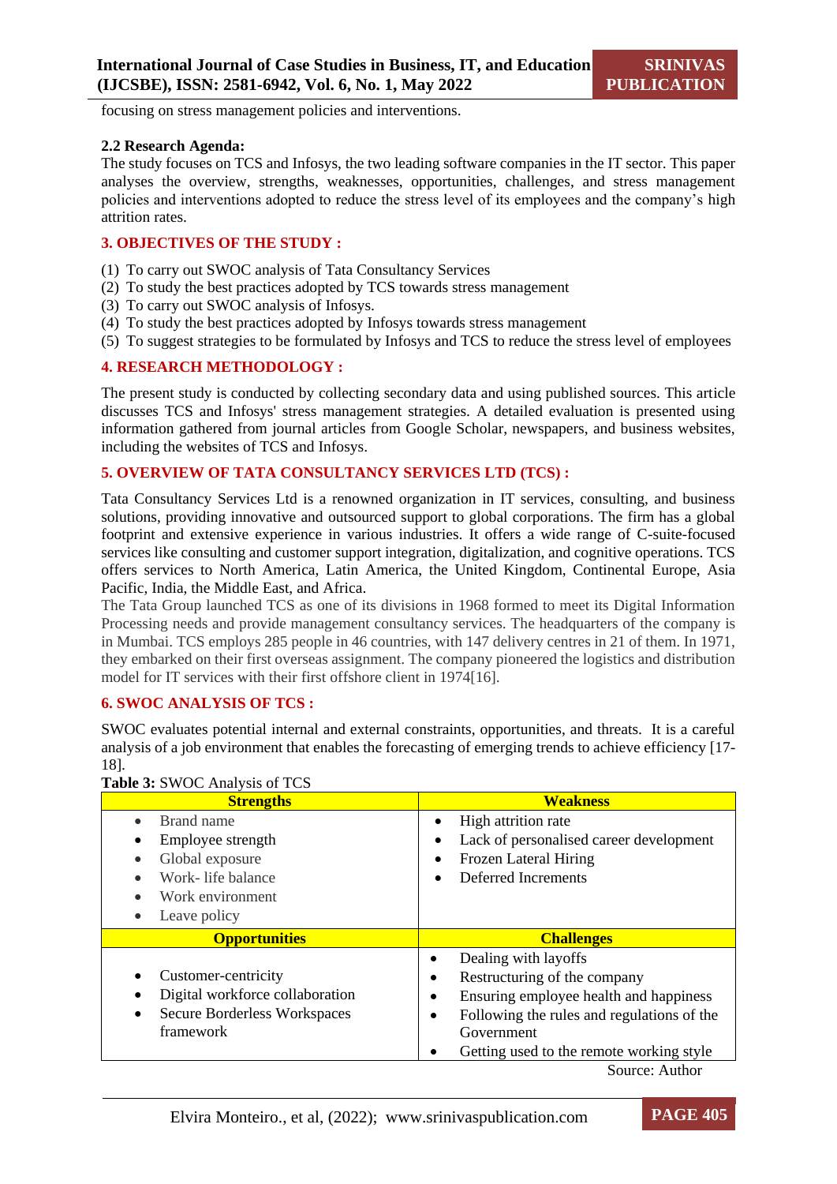focusing on stress management policies and interventions.

**2.2 Research Agenda:**
The study focuses on TCS and Infosys, the two leading software companies in the IT sector. This paper analyses the overview, strengths, weaknesses, opportunities, challenges, and stress management policies and interventions adopted to reduce the stress level of its employees and the company's high attrition rates.

## 3. OBJECTIVES OF THE STUDY :

(1) To carry out SWOC analysis of Tata Consultancy Services
(2) To study the best practices adopted by TCS towards stress management
(3) To carry out SWOC analysis of Infosys.
(4) To study the best practices adopted by Infosys towards stress management
(5) To suggest strategies to be formulated by Infosys and TCS to reduce the stress level of employees

## 4. RESEARCH METHODOLOGY :

The present study is conducted by collecting secondary data and using published sources. This article discusses TCS and Infosys' stress management strategies. A detailed evaluation is presented using information gathered from journal articles from Google Scholar, newspapers, and business websites, including the websites of TCS and Infosys.

## 5. OVERVIEW OF TATA CONSULTANCY SERVICES LTD (TCS) :

Tata Consultancy Services Ltd is a renowned organization in IT services, consulting, and business solutions, providing innovative and outsourced support to global corporations. The firm has a global footprint and extensive experience in various industries. It offers a wide range of C-suite-focused services like consulting and customer support integration, digitalization, and cognitive operations. TCS offers services to North America, Latin America, the United Kingdom, Continental Europe, Asia Pacific, India, the Middle East, and Africa.
The Tata Group launched TCS as one of its divisions in 1968 formed to meet its Digital Information Processing needs and provide management consultancy services. The headquarters of the company is in Mumbai. TCS employs 285 people in 46 countries, with 147 delivery centres in 21 of them. In 1971, they embarked on their first overseas assignment. The company pioneered the logistics and distribution model for IT services with their first offshore client in 1974[16].

## 6. SWOC ANALYSIS OF TCS :

SWOC evaluates potential internal and external constraints, opportunities, and threats. It is a careful analysis of a job environment that enables the forecasting of emerging trends to achieve efficiency [17-18].

**Table 3:** SWOC Analysis of TCS

| Strengths | Weakness |
|---|---|
| • Brand name<br>• Employee strength<br>• Global exposure<br>• Work- life balance<br>• Work environment<br>• Leave policy | • High attrition rate<br>• Lack of personalised career development<br>• Frozen Lateral Hiring<br>• Deferred Increments |
| **Opportunities** | **Challenges** |
| • Customer-centricity<br>• Digital workforce collaboration<br>• Secure Borderless Workspaces framework | • Dealing with layoffs<br>• Restructuring of the company<br>• Ensuring employee health and happiness<br>• Following the rules and regulations of the Government<br>• Getting used to the remote working style |

Source: Author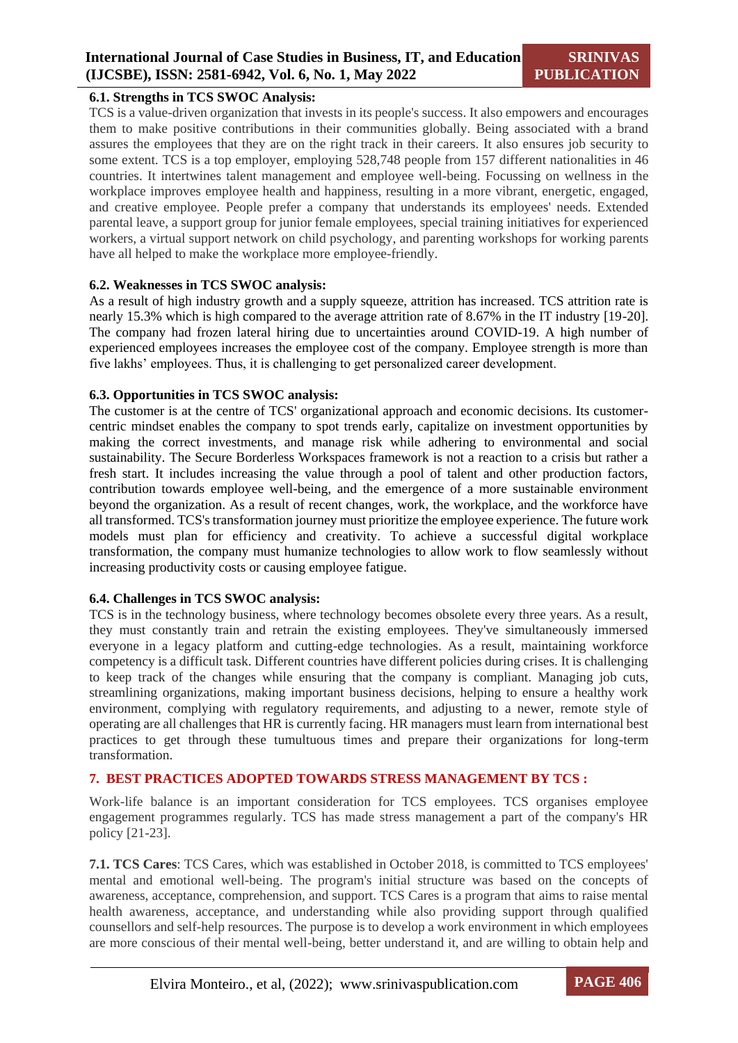### 6.1. Strengths in TCS SWOC Analysis:

TCS is a value-driven organization that invests in its people's success. It also empowers and encourages them to make positive contributions in their communities globally. Being associated with a brand assures the employees that they are on the right track in their careers. It also ensures job security to some extent. TCS is a top employer, employing 528,748 people from 157 different nationalities in 46 countries. It intertwines talent management and employee well-being. Focussing on wellness in the workplace improves employee health and happiness, resulting in a more vibrant, energetic, engaged, and creative employee. People prefer a company that understands its employees' needs. Extended parental leave, a support group for junior female employees, special training initiatives for experienced workers, a virtual support network on child psychology, and parenting workshops for working parents have all helped to make the workplace more employee-friendly.

### 6.2. Weaknesses in TCS SWOC analysis:

As a result of high industry growth and a supply squeeze, attrition has increased. TCS attrition rate is nearly 15.3% which is high compared to the average attrition rate of 8.67% in the IT industry [19-20]. The company had frozen lateral hiring due to uncertainties around COVID-19. A high number of experienced employees increases the employee cost of the company. Employee strength is more than five lakhs' employees. Thus, it is challenging to get personalized career development.

### 6.3. Opportunities in TCS SWOC analysis:

The customer is at the centre of TCS' organizational approach and economic decisions. Its customer-centric mindset enables the company to spot trends early, capitalize on investment opportunities by making the correct investments, and manage risk while adhering to environmental and social sustainability. The Secure Borderless Workspaces framework is not a reaction to a crisis but rather a fresh start. It includes increasing the value through a pool of talent and other production factors, contribution towards employee well-being, and the emergence of a more sustainable environment beyond the organization. As a result of recent changes, work, the workplace, and the workforce have all transformed. TCS's transformation journey must prioritize the employee experience. The future work models must plan for efficiency and creativity. To achieve a successful digital workplace transformation, the company must humanize technologies to allow work to flow seamlessly without increasing productivity costs or causing employee fatigue.

### 6.4. Challenges in TCS SWOC analysis:

TCS is in the technology business, where technology becomes obsolete every three years. As a result, they must constantly train and retrain the existing employees. They've simultaneously immersed everyone in a legacy platform and cutting-edge technologies. As a result, maintaining workforce competency is a difficult task. Different countries have different policies during crises. It is challenging to keep track of the changes while ensuring that the company is compliant. Managing job cuts, streamlining organizations, making important business decisions, helping to ensure a healthy work environment, complying with regulatory requirements, and adjusting to a newer, remote style of operating are all challenges that HR is currently facing. HR managers must learn from international best practices to get through these tumultuous times and prepare their organizations for long-term transformation.

## 7. BEST PRACTICES ADOPTED TOWARDS STRESS MANAGEMENT BY TCS :

Work-life balance is an important consideration for TCS employees. TCS organises employee engagement programmes regularly. TCS has made stress management a part of the company's HR policy [21-23].

**7.1. TCS Cares**: TCS Cares, which was established in October 2018, is committed to TCS employees' mental and emotional well-being. The program's initial structure was based on the concepts of awareness, acceptance, comprehension, and support. TCS Cares is a program that aims to raise mental health awareness, acceptance, and understanding while also providing support through qualified counsellors and self-help resources. The purpose is to develop a work environment in which employees are more conscious of their mental well-being, better understand it, and are willing to obtain help and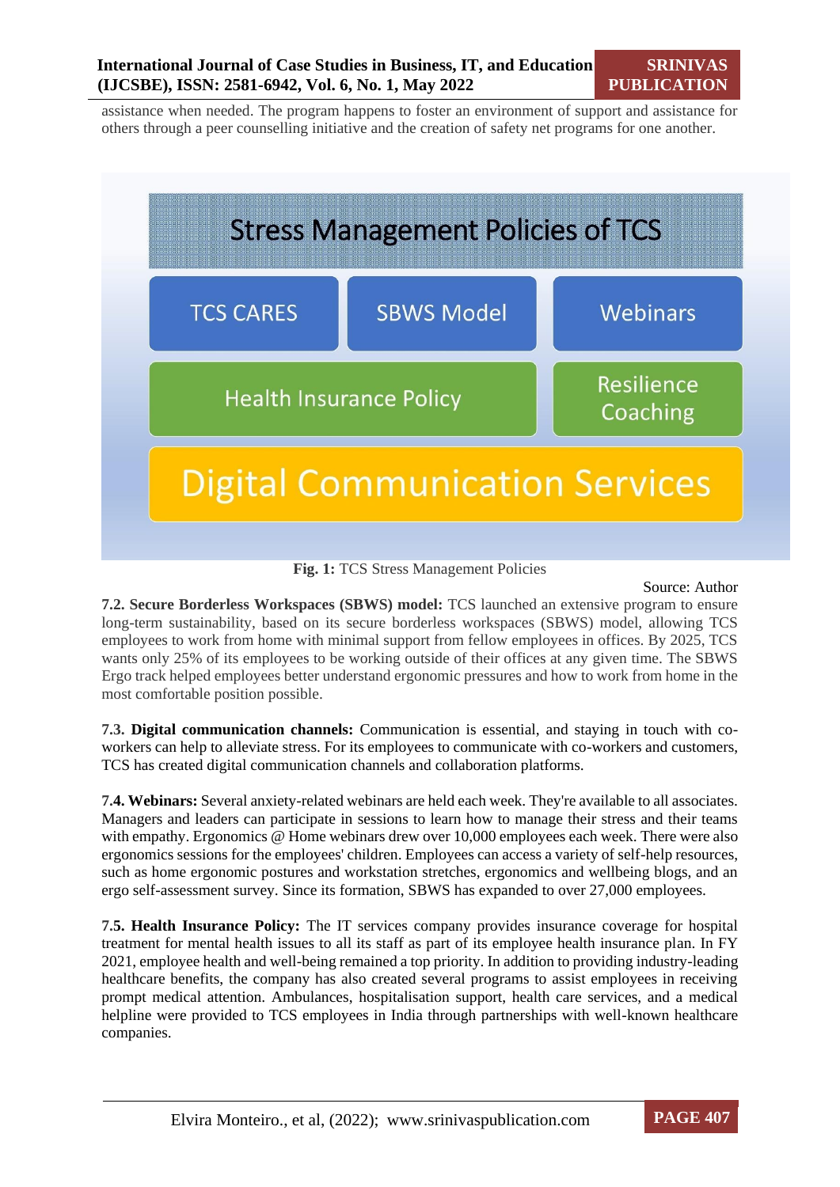assistance when needed. The program happens to foster an environment of support and assistance for others through a peer counselling initiative and the creation of safety net programs for one another.

Stress Management Policies of TCS

| TCS CARES | SBWS Model | Webinars |
|---|---|---|
| Health Insurance Policy | | Resilience Coaching |
| Digital Communication Services | | |

**Fig. 1:** TCS Stress Management Policies

Source: Author

**7.2. Secure Borderless Workspaces (SBWS) model:** TCS launched an extensive program to ensure long-term sustainability, based on its secure borderless workspaces (SBWS) model, allowing TCS employees to work from home with minimal support from fellow employees in offices. By 2025, TCS wants only 25% of its employees to be working outside of their offices at any given time. The SBWS Ergo track helped employees better understand ergonomic pressures and how to work from home in the most comfortable position possible.

**7.3. Digital communication channels:** Communication is essential, and staying in touch with co-workers can help to alleviate stress. For its employees to communicate with co-workers and customers, TCS has created digital communication channels and collaboration platforms.

**7.4. Webinars:** Several anxiety-related webinars are held each week. They're available to all associates. Managers and leaders can participate in sessions to learn how to manage their stress and their teams with empathy. Ergonomics @ Home webinars drew over 10,000 employees each week. There were also ergonomics sessions for the employees' children. Employees can access a variety of self-help resources, such as home ergonomic postures and workstation stretches, ergonomics and wellbeing blogs, and an ergo self-assessment survey. Since its formation, SBWS has expanded to over 27,000 employees.

**7.5. Health Insurance Policy:** The IT services company provides insurance coverage for hospital treatment for mental health issues to all its staff as part of its employee health insurance plan. In FY 2021, employee health and well-being remained a top priority. In addition to providing industry-leading healthcare benefits, the company has also created several programs to assist employees in receiving prompt medical attention. Ambulances, hospitalisation support, health care services, and a medical helpline were provided to TCS employees in India through partnerships with well-known healthcare companies.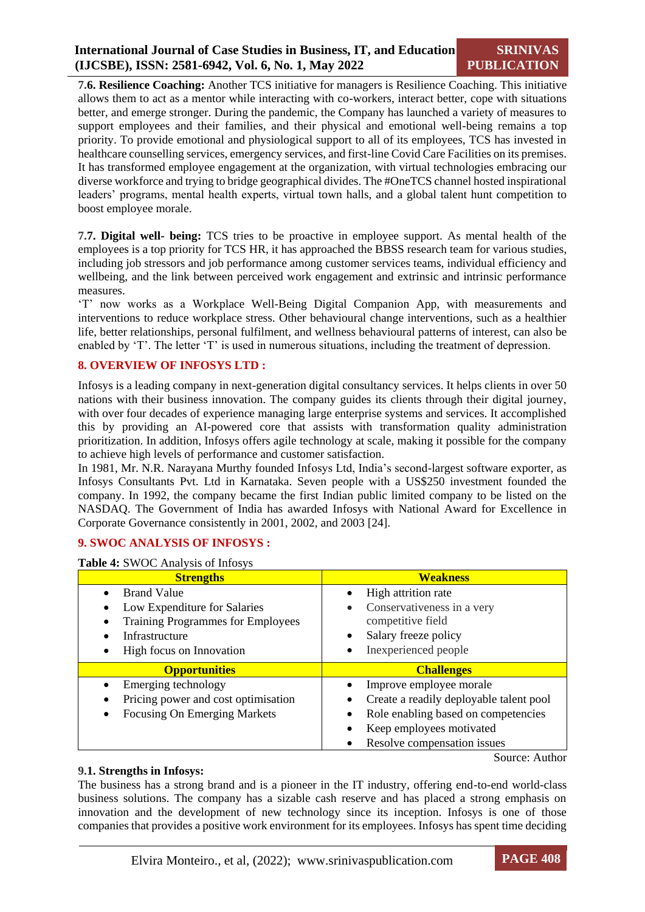**7.6. Resilience Coaching:** Another TCS initiative for managers is Resilience Coaching. This initiative allows them to act as a mentor while interacting with co-workers, interact better, cope with situations better, and emerge stronger. During the pandemic, the Company has launched a variety of measures to support employees and their families, and their physical and emotional well-being remains a top priority. To provide emotional and physiological support to all of its employees, TCS has invested in healthcare counselling services, emergency services, and first-line Covid Care Facilities on its premises. It has transformed employee engagement at the organization, with virtual technologies embracing our diverse workforce and trying to bridge geographical divides. The #OneTCS channel hosted inspirational leaders' programs, mental health experts, virtual town halls, and a global talent hunt competition to boost employee morale.

**7.7. Digital well- being:** TCS tries to be proactive in employee support. As mental health of the employees is a top priority for TCS HR, it has approached the BBSS research team for various studies, including job stressors and job performance among customer services teams, individual efficiency and wellbeing, and the link between perceived work engagement and extrinsic and intrinsic performance measures.

'T' now works as a Workplace Well-Being Digital Companion App, with measurements and interventions to reduce workplace stress. Other behavioural change interventions, such as a healthier life, better relationships, personal fulfilment, and wellness behavioural patterns of interest, can also be enabled by 'T'. The letter 'T' is used in numerous situations, including the treatment of depression.

## 8. OVERVIEW OF INFOSYS LTD :

Infosys is a leading company in next-generation digital consultancy services. It helps clients in over 50 nations with their business innovation. The company guides its clients through their digital journey, with over four decades of experience managing large enterprise systems and services. It accomplished this by providing an AI-powered core that assists with transformation quality administration prioritization. In addition, Infosys offers agile technology at scale, making it possible for the company to achieve high levels of performance and customer satisfaction.

In 1981, Mr. N.R. Narayana Murthy founded Infosys Ltd, India's second-largest software exporter, as Infosys Consultants Pvt. Ltd in Karnataka. Seven people with a US$250 investment founded the company. In 1992, the company became the first Indian public limited company to be listed on the NASDAQ. The Government of India has awarded Infosys with National Award for Excellence in Corporate Governance consistently in 2001, 2002, and 2003 [24].

## 9. SWOC ANALYSIS OF INFOSYS :

**Table 4:** SWOC Analysis of Infosys

| Strengths | Weakness |
|---|---|
| • Brand Value<br>• Low Expenditure for Salaries<br>• Training Programmes for Employees<br>• Infrastructure<br>• High focus on Innovation | • High attrition rate<br>• Conservativeness in a very competitive field<br>• Salary freeze policy<br>• Inexperienced people |
| **Opportunities** | **Challenges** |
| • Emerging technology<br>• Pricing power and cost optimisation<br>• Focusing On Emerging Markets | • Improve employee morale<br>• Create a readily deployable talent pool<br>• Role enabling based on competencies<br>• Keep employees motivated<br>• Resolve compensation issues |

Source: Author

**9.1. Strengths in Infosys:**

The business has a strong brand and is a pioneer in the IT industry, offering end-to-end world-class business solutions. The company has a sizable cash reserve and has placed a strong emphasis on innovation and the development of new technology since its inception. Infosys is one of those companies that provides a positive work environment for its employees. Infosys has spent time deciding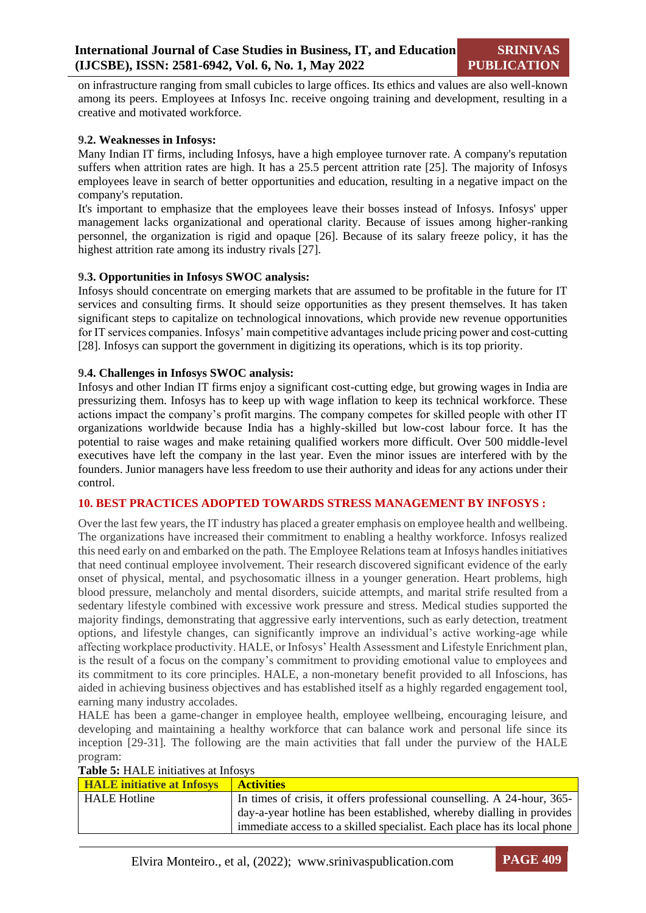on infrastructure ranging from small cubicles to large offices. Its ethics and values are also well-known among its peers. Employees at Infosys Inc. receive ongoing training and development, resulting in a creative and motivated workforce.

### 9.2. Weaknesses in Infosys:

Many Indian IT firms, including Infosys, have a high employee turnover rate. A company's reputation suffers when attrition rates are high. It has a 25.5 percent attrition rate [25]. The majority of Infosys employees leave in search of better opportunities and education, resulting in a negative impact on the company's reputation.

It's important to emphasize that the employees leave their bosses instead of Infosys. Infosys' upper management lacks organizational and operational clarity. Because of issues among higher-ranking personnel, the organization is rigid and opaque [26]. Because of its salary freeze policy, it has the highest attrition rate among its industry rivals [27].

### 9.3. Opportunities in Infosys SWOC analysis:

Infosys should concentrate on emerging markets that are assumed to be profitable in the future for IT services and consulting firms. It should seize opportunities as they present themselves. It has taken significant steps to capitalize on technological innovations, which provide new revenue opportunities for IT services companies. Infosys' main competitive advantages include pricing power and cost-cutting [28]. Infosys can support the government in digitizing its operations, which is its top priority.

### 9.4. Challenges in Infosys SWOC analysis:

Infosys and other Indian IT firms enjoy a significant cost-cutting edge, but growing wages in India are pressurizing them. Infosys has to keep up with wage inflation to keep its technical workforce. These actions impact the company's profit margins. The company competes for skilled people with other IT organizations worldwide because India has a highly-skilled but low-cost labour force. It has the potential to raise wages and make retaining qualified workers more difficult. Over 500 middle-level executives have left the company in the last year. Even the minor issues are interfered with by the founders. Junior managers have less freedom to use their authority and ideas for any actions under their control.

## 10. BEST PRACTICES ADOPTED TOWARDS STRESS MANAGEMENT BY INFOSYS :

Over the last few years, the IT industry has placed a greater emphasis on employee health and wellbeing. The organizations have increased their commitment to enabling a healthy workforce. Infosys realized this need early on and embarked on the path. The Employee Relations team at Infosys handles initiatives that need continual employee involvement. Their research discovered significant evidence of the early onset of physical, mental, and psychosomatic illness in a younger generation. Heart problems, high blood pressure, melancholy and mental disorders, suicide attempts, and marital strife resulted from a sedentary lifestyle combined with excessive work pressure and stress. Medical studies supported the majority findings, demonstrating that aggressive early interventions, such as early detection, treatment options, and lifestyle changes, can significantly improve an individual's active working-age while affecting workplace productivity. HALE, or Infosys' Health Assessment and Lifestyle Enrichment plan, is the result of a focus on the company's commitment to providing emotional value to employees and its commitment to its core principles. HALE, a non-monetary benefit provided to all Infoscions, has aided in achieving business objectives and has established itself as a highly regarded engagement tool, earning many industry accolades.

HALE has been a game-changer in employee health, employee wellbeing, encouraging leisure, and developing and maintaining a healthy workforce that can balance work and personal life since its inception [29-31]. The following are the main activities that fall under the purview of the HALE program:

**Table 5:** HALE initiatives at Infosys

| HALE initiative at Infosys | Activities |
|---|---|
| HALE Hotline | In times of crisis, it offers professional counselling. A 24-hour, 365-day-a-year hotline has been established, whereby dialling in provides immediate access to a skilled specialist. Each place has its local phone |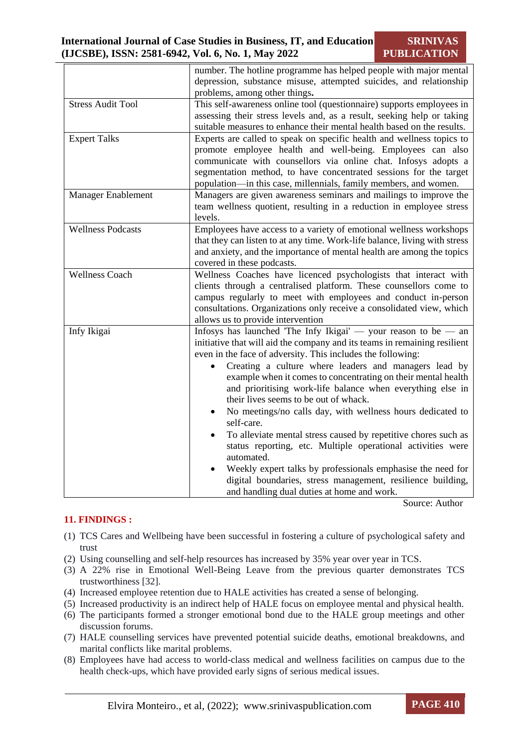| | |
|---|---|
| | number. The hotline programme has helped people with major mental depression, substance misuse, attempted suicides, and relationship problems, among other things**.** |
| Stress Audit Tool | This self-awareness online tool (questionnaire) supports employees in assessing their stress levels and, as a result, seeking help or taking suitable measures to enhance their mental health based on the results. |
| Expert Talks | Experts are called to speak on specific health and wellness topics to promote employee health and well-being. Employees can also communicate with counsellors via online chat. Infosys adopts a segmentation method, to have concentrated sessions for the target population—in this case, millennials, family members, and women. |
| Manager Enablement | Managers are given awareness seminars and mailings to improve the team wellness quotient, resulting in a reduction in employee stress levels. |
| Wellness Podcasts | Employees have access to a variety of emotional wellness workshops that they can listen to at any time. Work-life balance, living with stress and anxiety, and the importance of mental health are among the topics covered in these podcasts. |
| Wellness Coach | Wellness Coaches have licenced psychologists that interact with clients through a centralised platform. These counsellors come to campus regularly to meet with employees and conduct in-person consultations. Organizations only receive a consolidated view, which allows us to provide intervention |
| Infy Ikigai | Infosys has launched 'The Infy Ikigai' — your reason to be — an initiative that will aid the company and its teams in remaining resilient even in the face of adversity. This includes the following: <br>• Creating a culture where leaders and managers lead by example when it comes to concentrating on their mental health and prioritising work-life balance when everything else in their lives seems to be out of whack. <br>• No meetings/no calls day, with wellness hours dedicated to self-care. <br>• To alleviate mental stress caused by repetitive chores such as status reporting, etc. Multiple operational activities were automated. <br>• Weekly expert talks by professionals emphasise the need for digital boundaries, stress management, resilience building, and handling dual duties at home and work. |

Source: Author

## 11. FINDINGS :

(1) TCS Cares and Wellbeing have been successful in fostering a culture of psychological safety and trust
(2) Using counselling and self-help resources has increased by 35% year over year in TCS.
(3) A 22% rise in Emotional Well-Being Leave from the previous quarter demonstrates TCS trustworthiness [32].
(4) Increased employee retention due to HALE activities has created a sense of belonging.
(5) Increased productivity is an indirect help of HALE focus on employee mental and physical health.
(6) The participants formed a stronger emotional bond due to the HALE group meetings and other discussion forums.
(7) HALE counselling services have prevented potential suicide deaths, emotional breakdowns, and marital conflicts like marital problems.
(8) Employees have had access to world-class medical and wellness facilities on campus due to the health check-ups, which have provided early signs of serious medical issues.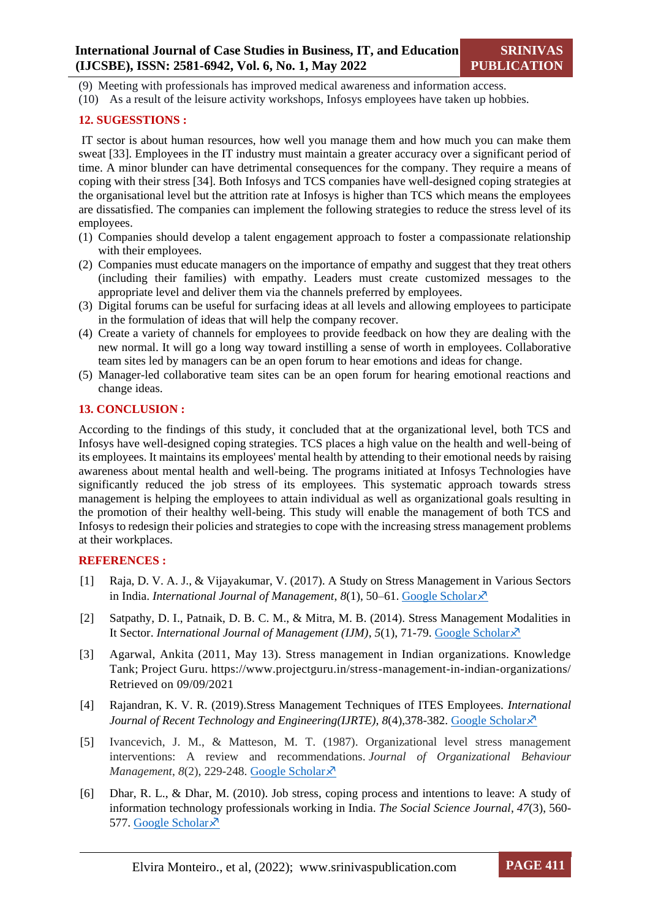(9) Meeting with professionals has improved medical awareness and information access.
(10) As a result of the leisure activity workshops, Infosys employees have taken up hobbies.

## 12. SUGESSTIONS :

IT sector is about human resources, how well you manage them and how much you can make them sweat [33]. Employees in the IT industry must maintain a greater accuracy over a significant period of time. A minor blunder can have detrimental consequences for the company. They require a means of coping with their stress [34]. Both Infosys and TCS companies have well-designed coping strategies at the organisational level but the attrition rate at Infosys is higher than TCS which means the employees are dissatisfied. The companies can implement the following strategies to reduce the stress level of its employees.

(1) Companies should develop a talent engagement approach to foster a compassionate relationship with their employees.
(2) Companies must educate managers on the importance of empathy and suggest that they treat others (including their families) with empathy. Leaders must create customized messages to the appropriate level and deliver them via the channels preferred by employees.
(3) Digital forums can be useful for surfacing ideas at all levels and allowing employees to participate in the formulation of ideas that will help the company recover.
(4) Create a variety of channels for employees to provide feedback on how they are dealing with the new normal. It will go a long way toward instilling a sense of worth in employees. Collaborative team sites led by managers can be an open forum to hear emotions and ideas for change.
(5) Manager-led collaborative team sites can be an open forum for hearing emotional reactions and change ideas.

## 13. CONCLUSION :

According to the findings of this study, it concluded that at the organizational level, both TCS and Infosys have well-designed coping strategies. TCS places a high value on the health and well-being of its employees. It maintains its employees' mental health by attending to their emotional needs by raising awareness about mental health and well-being. The programs initiated at Infosys Technologies have significantly reduced the job stress of its employees. This systematic approach towards stress management is helping the employees to attain individual as well as organizational goals resulting in the promotion of their healthy well-being. This study will enable the management of both TCS and Infosys to redesign their policies and strategies to cope with the increasing stress management problems at their workplaces.

## REFERENCES :

[1] Raja, D. V. A. J., & Vijayakumar, V. (2017). A Study on Stress Management in Various Sectors in India. *International Journal of Management*, *8*(1), 50–61. Google Scholar

[2] Satpathy, D. I., Patnaik, D. B. C. M., & Mitra, M. B. (2014). Stress Management Modalities in It Sector. *International Journal of Management (IJM)*, *5*(1), 71-79. Google Scholar

[3] Agarwal, Ankita (2011, May 13). Stress management in Indian organizations. Knowledge Tank; Project Guru. https://www.projectguru.in/stress-management-in-indian-organizations/ Retrieved on 09/09/2021

[4] Rajandran, K. V. R. (2019).Stress Management Techniques of ITES Employees. *International Journal of Recent Technology and Engineering(IJRTE)*, *8*(4),378-382. Google Scholar

[5] Ivancevich, J. M., & Matteson, M. T. (1987). Organizational level stress management interventions: A review and recommendations. *Journal of Organizational Behaviour Management*, *8*(2), 229-248. Google Scholar

[6] Dhar, R. L., & Dhar, M. (2010). Job stress, coping process and intentions to leave: A study of information technology professionals working in India. *The Social Science Journal*, *47*(3), 560-577. Google Scholar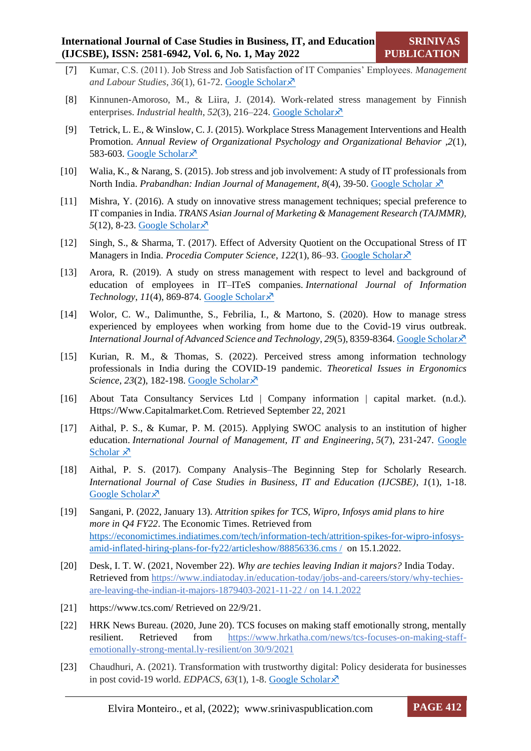[7] Kumar, C.S. (2011). Job Stress and Job Satisfaction of IT Companies' Employees. *Management and Labour Studies*, *36*(1), 61-72. Google Scholar↗

[8] Kinnunen-Amoroso, M., & Liira, J. (2014). Work-related stress management by Finnish enterprises. *Industrial health*, *52*(3), 216–224. Google Scholar↗

[9] Tetrick, L. E., & Winslow, C. J. (2015). Workplace Stress Management Interventions and Health Promotion. *Annual Review of Organizational Psychology and Organizational Behavior* ,*2*(1), 583-603. Google Scholar↗

[10] Walia, K., & Narang, S. (2015). Job stress and job involvement: A study of IT professionals from North India. *Prabandhan: Indian Journal of Management*, *8*(4), 39-50. Google Scholar ↗

[11] Mishra, Y. (2016). A study on innovative stress management techniques; special preference to IT companies in India. *TRANS Asian Journal of Marketing & Management Research (TAJMMR)*, *5*(12), 8-23. Google Scholar↗

[12] Singh, S., & Sharma, T. (2017). Effect of Adversity Quotient on the Occupational Stress of IT Managers in India. *Procedia Computer Science*, *122*(1), 86–93. Google Scholar↗

[13] Arora, R. (2019). A study on stress management with respect to level and background of education of employees in IT–ITeS companies. *International Journal of Information Technology*, *11*(4), 869-874. Google Scholar↗

[14] Wolor, C. W., Dalimunthe, S., Febrilia, I., & Martono, S. (2020). How to manage stress experienced by employees when working from home due to the Covid-19 virus outbreak. *International Journal of Advanced Science and Technology*, *29*(5), 8359-8364. Google Scholar↗

[15] Kurian, R. M., & Thomas, S. (2022). Perceived stress among information technology professionals in India during the COVID-19 pandemic. *Theoretical Issues in Ergonomics Science*, *23*(2), 182-198. Google Scholar↗

[16] About Tata Consultancy Services Ltd | Company information | capital market. (n.d.). Https://Www.Capitalmarket.Com. Retrieved September 22, 2021

[17] Aithal, P. S., & Kumar, P. M. (2015). Applying SWOC analysis to an institution of higher education. *International Journal of Management, IT and Engineering*, *5*(7), 231-247. Google Scholar ↗

[18] Aithal, P. S. (2017). Company Analysis–The Beginning Step for Scholarly Research. *International Journal of Case Studies in Business, IT and Education (IJCSBE)*, *1*(1), 1-18. Google Scholar↗

[19] Sangani, P. (2022, January 13). *Attrition spikes for TCS, Wipro, Infosys amid plans to hire more in Q4 FY22*. The Economic Times. Retrieved from https://economictimes.indiatimes.com/tech/information-tech/attrition-spikes-for-wipro-infosys-amid-inflated-hiring-plans-for-fy22/articleshow/88856336.cms / on 15.1.2022.

[20] Desk, I. T. W. (2021, November 22). *Why are techies leaving Indian it majors?* India Today. Retrieved from https://www.indiatoday.in/education-today/jobs-and-careers/story/why-techies-are-leaving-the-indian-it-majors-1879403-2021-11-22 / on 14.1.2022

[21] https://www.tcs.com/ Retrieved on 22/9/21.

[22] HRK News Bureau. (2020, June 20). TCS focuses on making staff emotionally strong, mentally resilient. Retrieved from https://www.hrkatha.com/news/tcs-focuses-on-making-staff-emotionally-strong-mental.ly-resilient/on 30/9/2021

[23] Chaudhuri, A. (2021). Transformation with trustworthy digital: Policy desiderata for businesses in post covid-19 world. *EDPACS*, *63*(1), 1-8. Google Scholar↗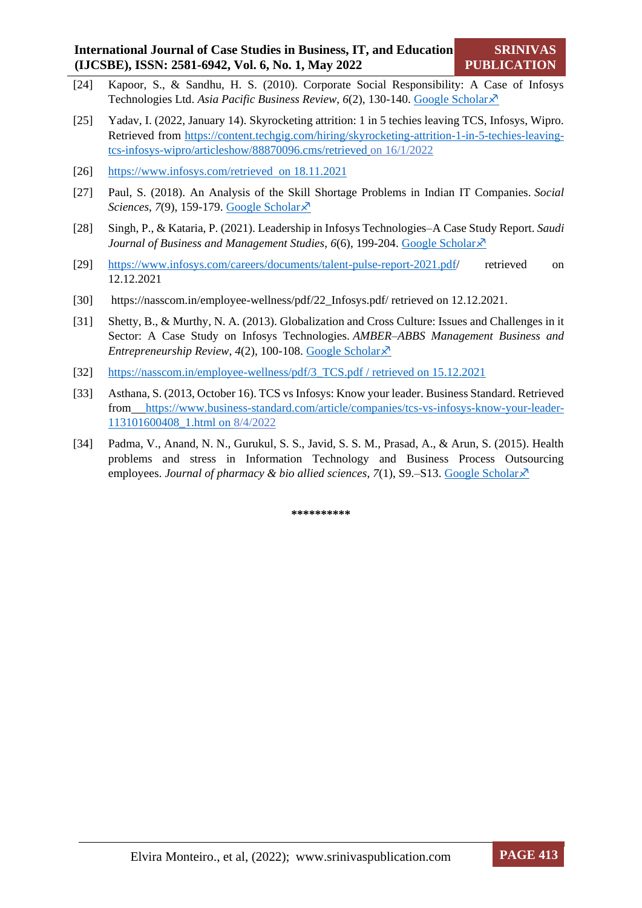[24] Kapoor, S., & Sandhu, H. S. (2010). Corporate Social Responsibility: A Case of Infosys Technologies Ltd. *Asia Pacific Business Review*, *6*(2), 130-140. Google Scholar↗

[25] Yadav, I. (2022, January 14). Skyrocketing attrition: 1 in 5 techies leaving TCS, Infosys, Wipro. Retrieved from https://content.techgig.com/hiring/skyrocketing-attrition-1-in-5-techies-leaving-tcs-infosys-wipro/articleshow/88870096.cms/retrieved on 16/1/2022

[26] https://www.infosys.com/retrieved on 18.11.2021

[27] Paul, S. (2018). An Analysis of the Skill Shortage Problems in Indian IT Companies. *Social Sciences*, *7*(9), 159-179. Google Scholar↗

[28] Singh, P., & Kataria, P. (2021). Leadership in Infosys Technologies–A Case Study Report. *Saudi Journal of Business and Management Studies*, *6*(6), 199-204. Google Scholar↗

[29] https://www.infosys.com/careers/documents/talent-pulse-report-2021.pdf/ retrieved on 12.12.2021

[30] https://nasscom.in/employee-wellness/pdf/22_Infosys.pdf/ retrieved on 12.12.2021.

[31] Shetty, B., & Murthy, N. A. (2013). Globalization and Cross Culture: Issues and Challenges in it Sector: A Case Study on Infosys Technologies. *AMBER–ABBS Management Business and Entrepreneurship Review*, *4*(2), 100-108. Google Scholar↗

[32] https://nasscom.in/employee-wellness/pdf/3_TCS.pdf / retrieved on 15.12.2021

[33] Asthana, S. (2013, October 16). TCS vs Infosys: Know your leader. Business Standard. Retrieved from https://www.business-standard.com/article/companies/tcs-vs-infosys-know-your-leader-113101600408_1.html on 8/4/2022

[34] Padma, V., Anand, N. N., Gurukul, S. S., Javid, S. S. M., Prasad, A., & Arun, S. (2015). Health problems and stress in Information Technology and Business Process Outsourcing employees. *Journal of pharmacy & bio allied sciences*, *7*(1), S9.–S13. Google Scholar↗

**********